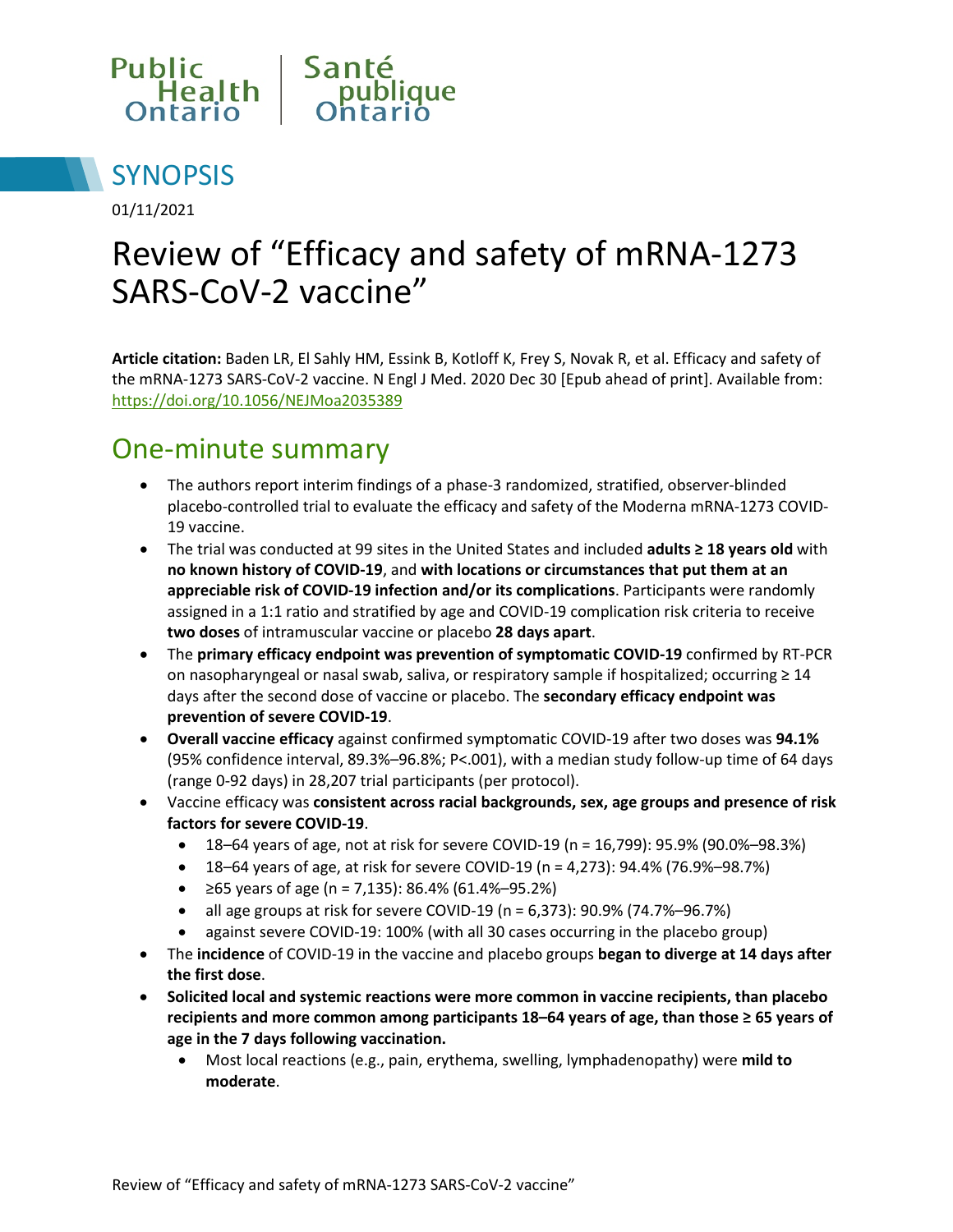Public Health Ontario | Santé publique Ontario

# SYNOPSIS

01/11/2021

# Review of "Efficacy and safety of mRNA-1273 SARS-CoV-2 vaccine"

**Article citation:** Baden LR, El Sahly HM, Essink B, Kotloff K, Frey S, Novak R, et al. Efficacy and safety of the mRNA-1273 SARS-CoV-2 vaccine. N Engl J Med. 2020 Dec 30 [Epub ahead of print]. Available from: https://doi.org/10.1056/NEJMoa2035389

## One-minute summary

- The authors report interim findings of a phase-3 randomized, stratified, observer-blinded placebo-controlled trial to evaluate the efficacy and safety of the Moderna mRNA-1273 COVID-19 vaccine.
- The trial was conducted at 99 sites in the United States and included **adults ≥ 18 years old** with **no known history of COVID-19**, and **with locations or circumstances that put them at an appreciable risk of COVID-19 infection and/or its complications**. Participants were randomly assigned in a 1:1 ratio and stratified by age and COVID-19 complication risk criteria to receive **two doses** of intramuscular vaccine or placebo **28 days apart**.
- The **primary efficacy endpoint was prevention of symptomatic COVID-19** confirmed by RT-PCR on nasopharyngeal or nasal swab, saliva, or respiratory sample if hospitalized; occurring ≥ 14 days after the second dose of vaccine or placebo. The **secondary efficacy endpoint was prevention of severe COVID-19**.
- **Overall vaccine efficacy** against confirmed symptomatic COVID-19 after two doses was **94.1%** (95% confidence interval, 89.3%–96.8%; P<.001), with a median study follow-up time of 64 days (range 0-92 days) in 28,207 trial participants (per protocol).
- Vaccine efficacy was **consistent across racial backgrounds, sex, age groups and presence of risk factors for severe COVID-19**.
  - 18–64 years of age, not at risk for severe COVID-19 (n = 16,799): 95.9% (90.0%–98.3%)
  - 18–64 years of age, at risk for severe COVID-19 (n = 4,273): 94.4% (76.9%–98.7%)
  - ≥65 years of age (n = 7,135): 86.4% (61.4%–95.2%)
  - all age groups at risk for severe COVID-19 (n = 6,373): 90.9% (74.7%–96.7%)
  - against severe COVID-19: 100% (with all 30 cases occurring in the placebo group)
- The **incidence** of COVID-19 in the vaccine and placebo groups **began to diverge at 14 days after the first dose**.
- **Solicited local and systemic reactions were more common in vaccine recipients, than placebo recipients and more common among participants 18–64 years of age, than those ≥ 65 years of age in the 7 days following vaccination.**
  - Most local reactions (e.g., pain, erythema, swelling, lymphadenopathy) were **mild to moderate**.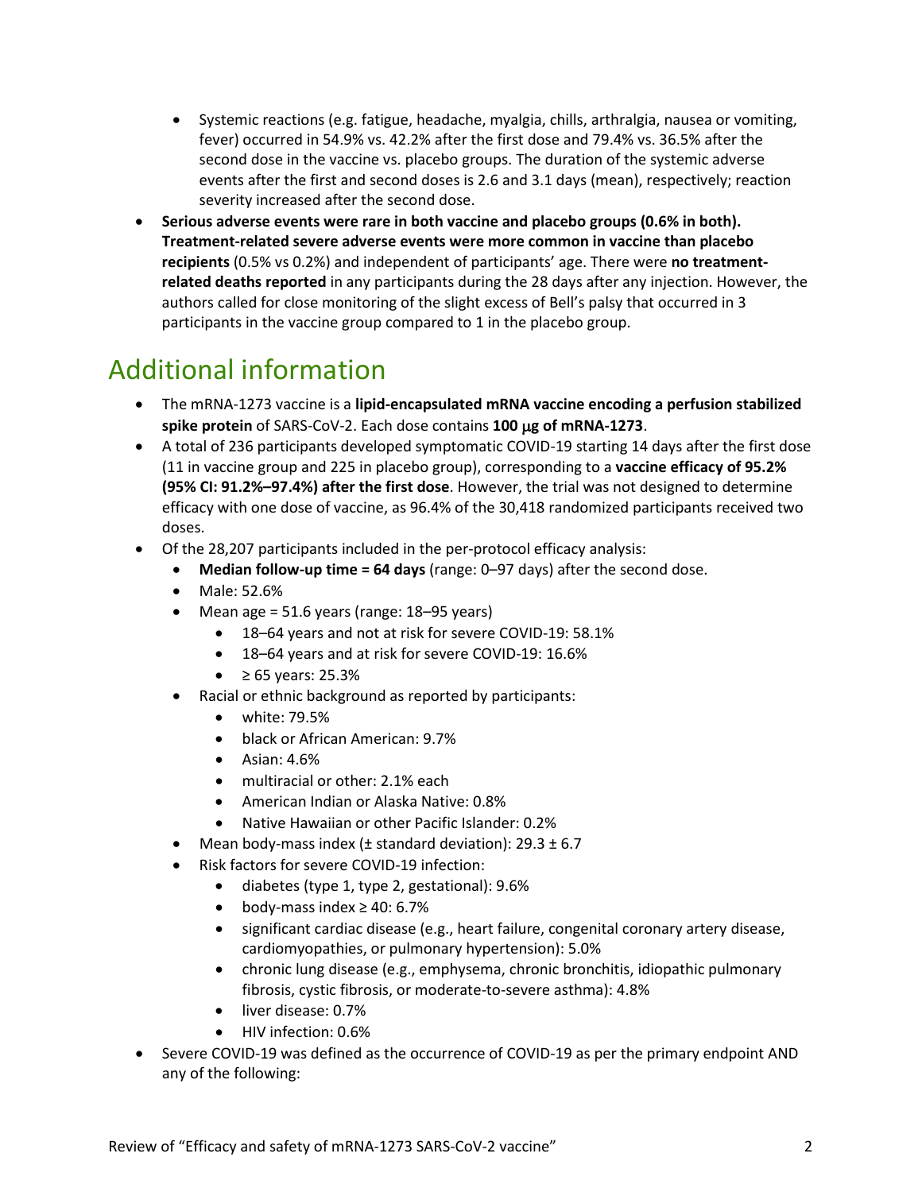- Systemic reactions (e.g. fatigue, headache, myalgia, chills, arthralgia, nausea or vomiting, fever) occurred in 54.9% vs. 42.2% after the first dose and 79.4% vs. 36.5% after the second dose in the vaccine vs. placebo groups. The duration of the systemic adverse events after the first and second doses is 2.6 and 3.1 days (mean), respectively; reaction severity increased after the second dose.
- **Serious adverse events were rare in both vaccine and placebo groups (0.6% in both). Treatment-related severe adverse events were more common in vaccine than placebo recipients** (0.5% vs 0.2%) and independent of participants' age. There were **no treatment-related deaths reported** in any participants during the 28 days after any injection. However, the authors called for close monitoring of the slight excess of Bell's palsy that occurred in 3 participants in the vaccine group compared to 1 in the placebo group.

# Additional information

- The mRNA-1273 vaccine is a **lipid-encapsulated mRNA vaccine encoding a perfusion stabilized spike protein** of SARS-CoV-2. Each dose contains **100 μg of mRNA-1273**.
- A total of 236 participants developed symptomatic COVID-19 starting 14 days after the first dose (11 in vaccine group and 225 in placebo group), corresponding to a **vaccine efficacy of 95.2% (95% CI: 91.2%–97.4%) after the first dose**. However, the trial was not designed to determine efficacy with one dose of vaccine, as 96.4% of the 30,418 randomized participants received two doses.
- Of the 28,207 participants included in the per-protocol efficacy analysis:
  - **Median follow-up time = 64 days** (range: 0–97 days) after the second dose.
  - Male: 52.6%
  - Mean age = 51.6 years (range: 18–95 years)
    - 18–64 years and not at risk for severe COVID-19: 58.1%
    - 18–64 years and at risk for severe COVID-19: 16.6%
    - ≥ 65 years: 25.3%
  - Racial or ethnic background as reported by participants:
    - white: 79.5%
    - black or African American: 9.7%
    - Asian: 4.6%
    - multiracial or other: 2.1% each
    - American Indian or Alaska Native: 0.8%
    - Native Hawaiian or other Pacific Islander: 0.2%
  - Mean body-mass index (± standard deviation): 29.3 ± 6.7
  - Risk factors for severe COVID-19 infection:
    - diabetes (type 1, type 2, gestational): 9.6%
    - body-mass index ≥ 40: 6.7%
    - significant cardiac disease (e.g., heart failure, congenital coronary artery disease, cardiomyopathies, or pulmonary hypertension): 5.0%
    - chronic lung disease (e.g., emphysema, chronic bronchitis, idiopathic pulmonary fibrosis, cystic fibrosis, or moderate-to-severe asthma): 4.8%
    - liver disease: 0.7%
    - HIV infection: 0.6%
- Severe COVID-19 was defined as the occurrence of COVID-19 as per the primary endpoint AND any of the following: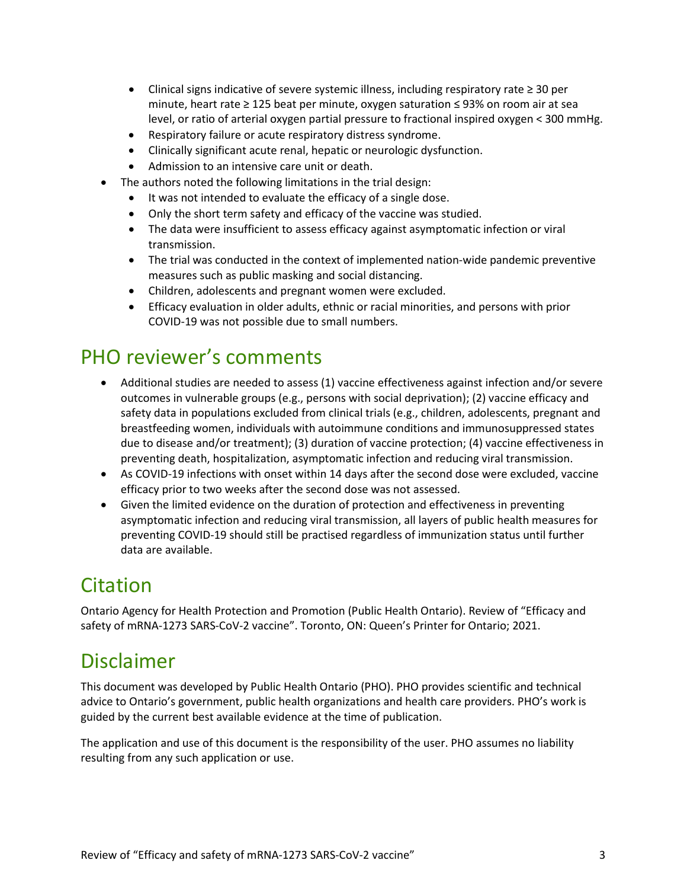- Clinical signs indicative of severe systemic illness, including respiratory rate ≥ 30 per minute, heart rate ≥ 125 beat per minute, oxygen saturation ≤ 93% on room air at sea level, or ratio of arterial oxygen partial pressure to fractional inspired oxygen < 300 mmHg.
  - Respiratory failure or acute respiratory distress syndrome.
  - Clinically significant acute renal, hepatic or neurologic dysfunction.
  - Admission to an intensive care unit or death.
- The authors noted the following limitations in the trial design:
  - It was not intended to evaluate the efficacy of a single dose.
  - Only the short term safety and efficacy of the vaccine was studied.
  - The data were insufficient to assess efficacy against asymptomatic infection or viral transmission.
  - The trial was conducted in the context of implemented nation-wide pandemic preventive measures such as public masking and social distancing.
  - Children, adolescents and pregnant women were excluded.
  - Efficacy evaluation in older adults, ethnic or racial minorities, and persons with prior COVID-19 was not possible due to small numbers.

## PHO reviewer's comments

- Additional studies are needed to assess (1) vaccine effectiveness against infection and/or severe outcomes in vulnerable groups (e.g., persons with social deprivation); (2) vaccine efficacy and safety data in populations excluded from clinical trials (e.g., children, adolescents, pregnant and breastfeeding women, individuals with autoimmune conditions and immunosuppressed states due to disease and/or treatment); (3) duration of vaccine protection; (4) vaccine effectiveness in preventing death, hospitalization, asymptomatic infection and reducing viral transmission.
- As COVID-19 infections with onset within 14 days after the second dose were excluded, vaccine efficacy prior to two weeks after the second dose was not assessed.
- Given the limited evidence on the duration of protection and effectiveness in preventing asymptomatic infection and reducing viral transmission, all layers of public health measures for preventing COVID-19 should still be practised regardless of immunization status until further data are available.

## Citation

Ontario Agency for Health Protection and Promotion (Public Health Ontario). Review of "Efficacy and safety of mRNA-1273 SARS-CoV-2 vaccine". Toronto, ON: Queen's Printer for Ontario; 2021.

## Disclaimer

This document was developed by Public Health Ontario (PHO). PHO provides scientific and technical advice to Ontario's government, public health organizations and health care providers. PHO's work is guided by the current best available evidence at the time of publication.

The application and use of this document is the responsibility of the user. PHO assumes no liability resulting from any such application or use.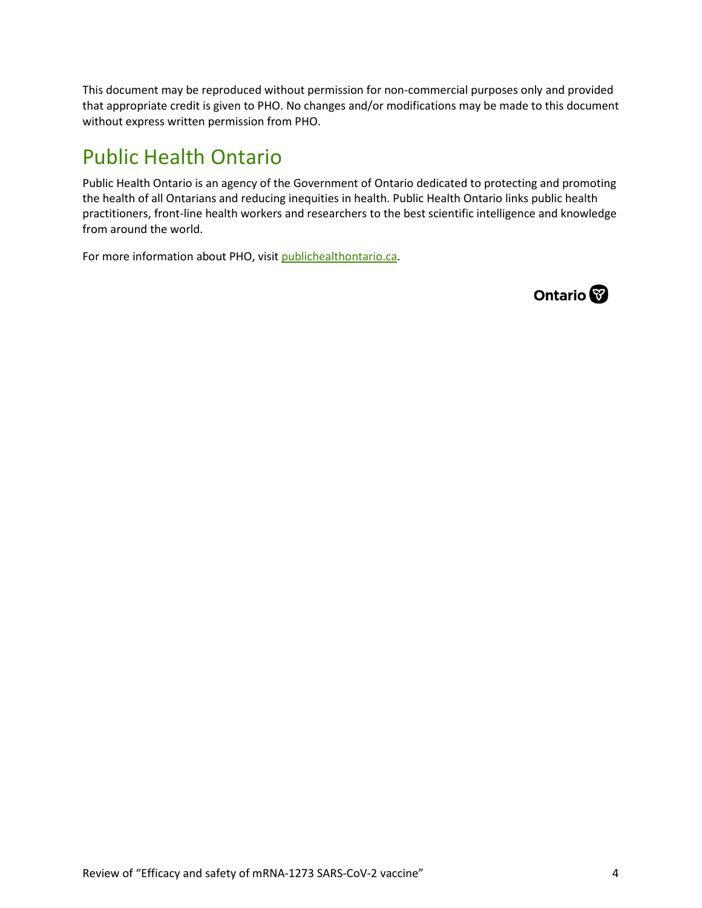This document may be reproduced without permission for non-commercial purposes only and provided that appropriate credit is given to PHO. No changes and/or modifications may be made to this document without express written permission from PHO.

# Public Health Ontario

Public Health Ontario is an agency of the Government of Ontario dedicated to protecting and promoting the health of all Ontarians and reducing inequities in health. Public Health Ontario links public health practitioners, front-line health workers and researchers to the best scientific intelligence and knowledge from around the world.

For more information about PHO, visit [publichealthontario.ca](publichealthontario.ca).

Ontario